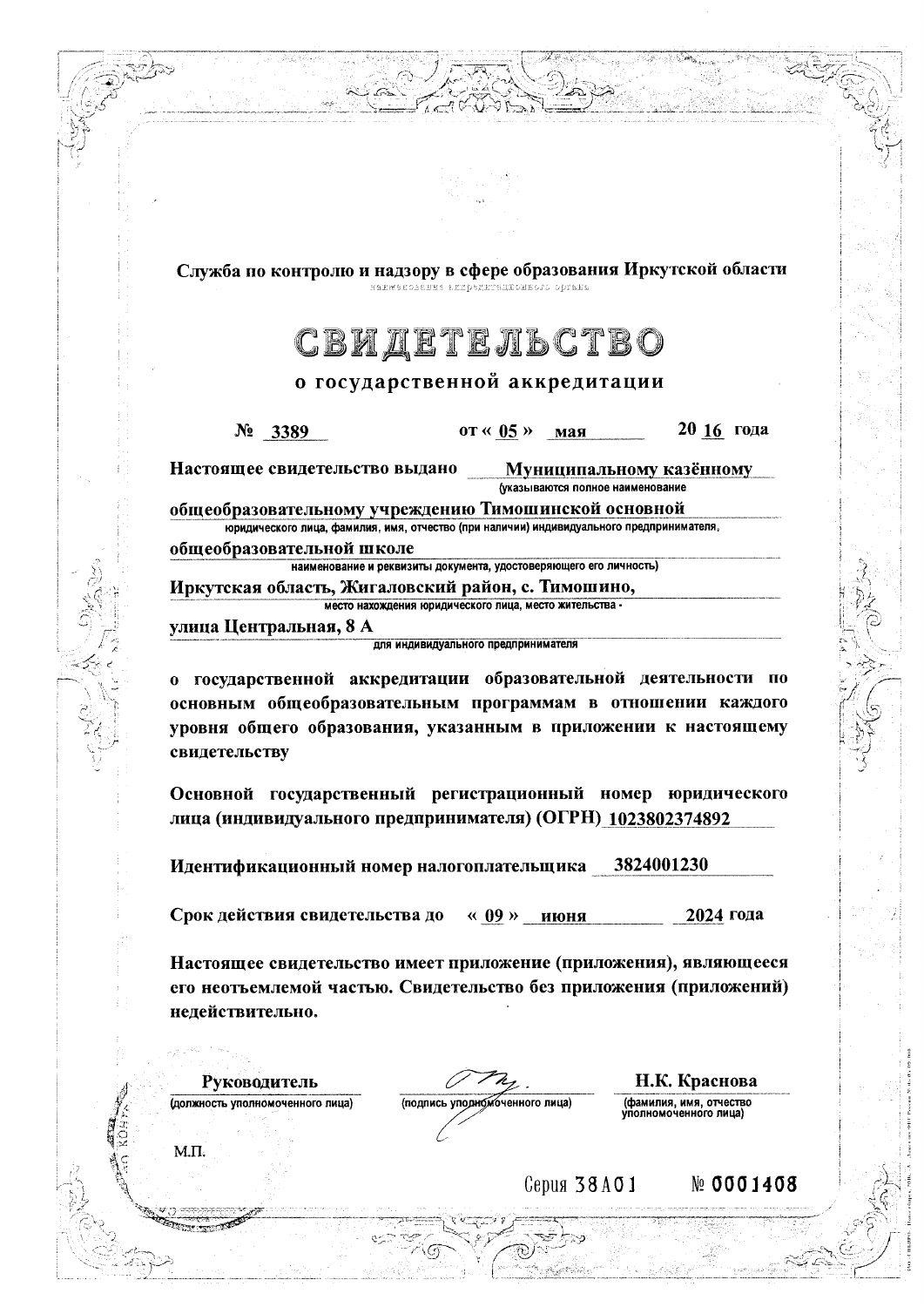Служба по контролю и надзору в сфере образования Иркутской области

наименование аккредитационного органа

# СВИДЕТЕЛЬСТВО

## о государственной аккредитации

№ 3389 от « 05 » мая 2016 года

**Настоящее свидетельство выдано** Муниципальному казённому

(указываются полное наименование

общеобразовательному учреждению Тимошинской основной

юридического лица, фамилия, имя, отчество (при наличии) индивидуального предпринимателя,

общеобразовательной школе

наименование и реквизиты документа, удостоверяющего его личность)

Иркутская область, Жигаловский район, с. Тимошино,

место нахождения юридического лица, место жительства -

улица Центральная, 8 А

для индивидуального предпринимателя

о государственной аккредитации образовательной деятельности по основным общеобразовательным программам в отношении каждого уровня общего образования, указанным в приложении к настоящему свидетельству

Основной государственный регистрационный номер юридического лица (индивидуального предпринимателя) (ОГРН) 1023802374892

Идентификационный номер налогоплательщика 3824001230

Срок действия свидетельства до « 09 » июня 2024 года

Настоящее свидетельство имеет приложение (приложения), являющееся его неотъемлемой частью. Свидетельство без приложения (приложений) недействительно.

| Руководитель | | Н.К. Краснова |
|---|---|---|
| (должность уполномоченного лица) | (подпись уполномоченного лица) | (фамилия, имя, отчество уполномоченного лица) |

М.П.

Серия 38А01 № 0001408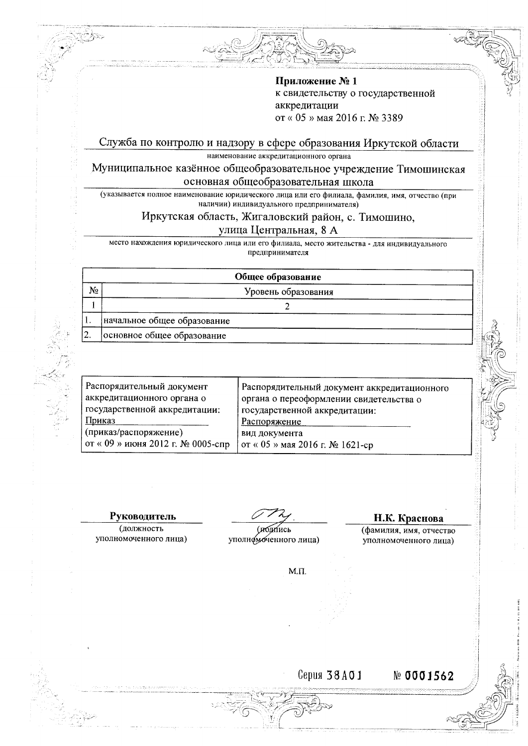**Приложение № 1**
к свидетельству о государственной аккредитации
от « 05 » мая 2016 г. № 3389

Служба по контролю и надзору в сфере образования Иркутской области

наименование аккредитационного органа

Муниципальное казённое общеобразовательное учреждение Тимошинская основная общеобразовательная школа

(указывается полное наименование юридического лица или его филиала, фамилия, имя, отчество (при наличии) индивидуального предпринимателя)

Иркутская область, Жигаловский район, с. Тимошино, улица Центральная, 8 А

место нахождения юридического лица или его филиала, место жительства - для индивидуального предпринимателя

| **Общее образование** | |
|---|---|
| № | Уровень образования |
| 1 | 2 |
| 1. | начальное общее образование |
| 2. | основное общее образование |

| | |
|---|---|
| Распорядительный документ аккредитационного органа о государственной аккредитации:<br>Приказ<br>(приказ/распоряжение)<br>от « 09 » июня 2012 г. № 0005-спр | Распорядительный документ аккредитационного органа о переоформлении свидетельства о государственной аккредитации:<br>Распоряжение<br>вид документа<br>от « 05 » мая 2016 г. № 1621-ср |

**Руководитель**
(должность уполномоченного лица)

(подпись уполномоченного лица)

**Н.К. Краснова**
(фамилия, имя, отчество уполномоченного лица)

М.П.

Серия 38А01 № 0001562